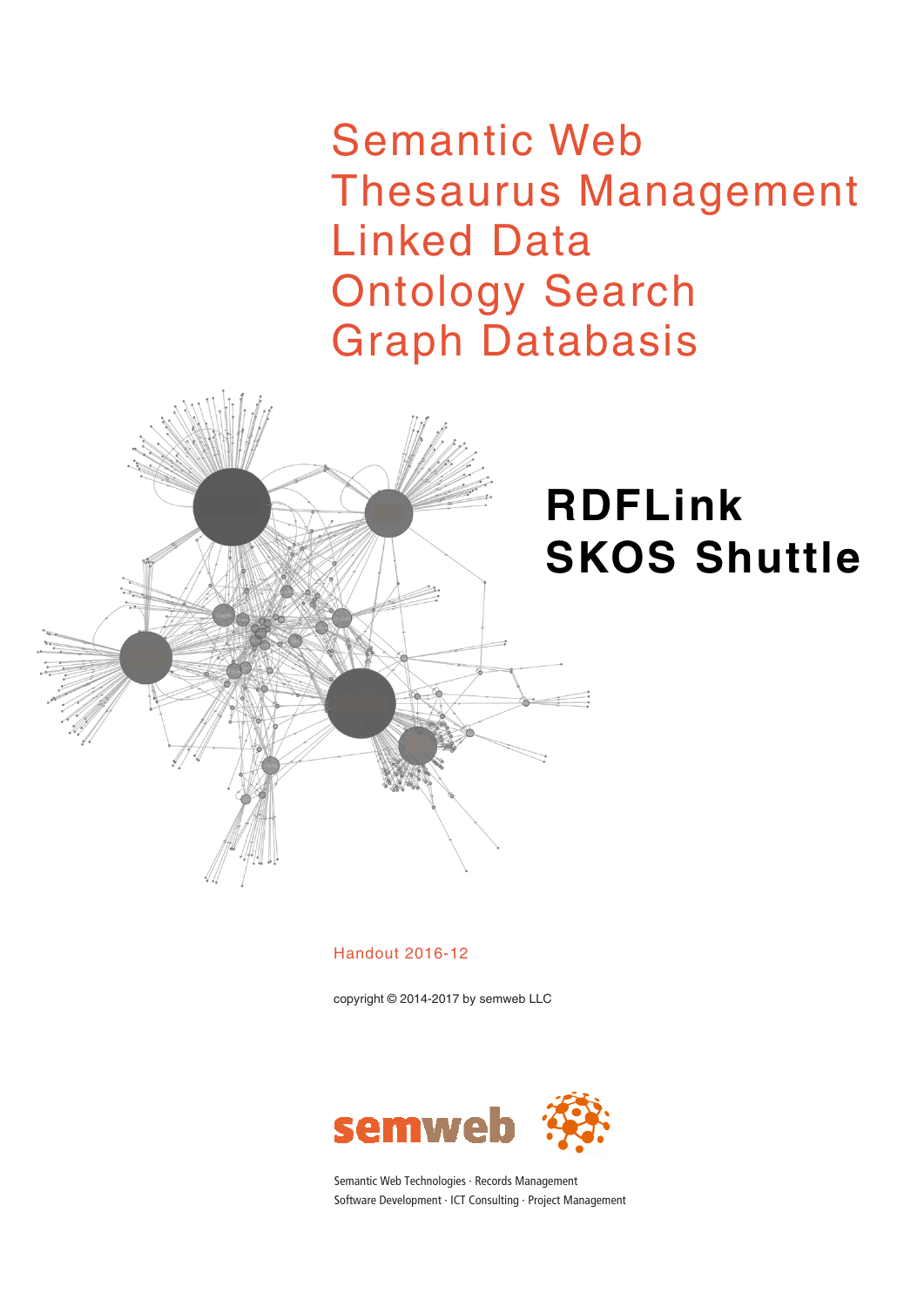Semantic Web
Thesaurus Management
Linked Data
Ontology Search
Graph Databasis

# RDFLink SKOS Shuttle

Handout 2016-12

copyright © 2014-2017 by semweb LLC

semweb

Semantic Web Technologies · Records Management
Software Development · ICT Consulting · Project Management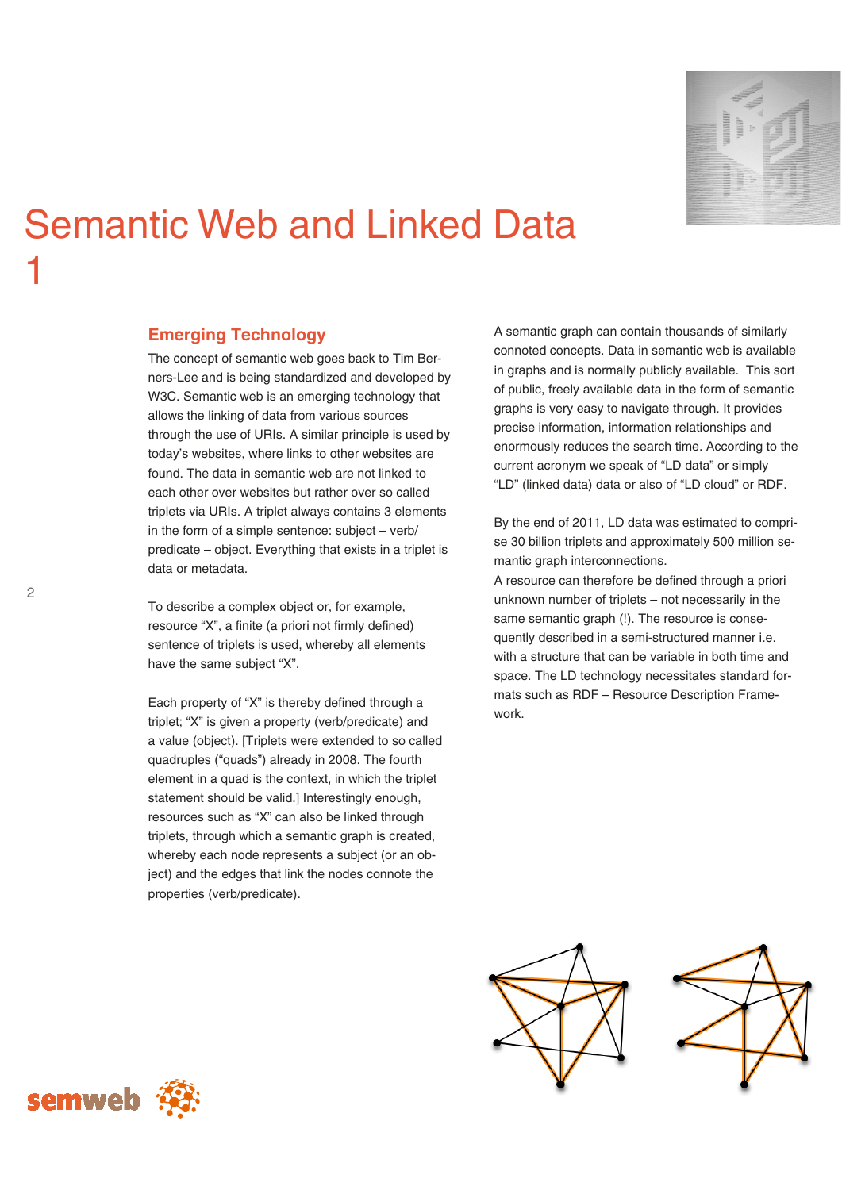# Semantic Web and Linked Data 1

## Emerging Technology

The concept of semantic web goes back to Tim Berners-Lee and is being standardized and developed by W3C. Semantic web is an emerging technology that allows the linking of data from various sources through the use of URIs. A similar principle is used by today's websites, where links to other websites are found. The data in semantic web are not linked to each other over websites but rather over so called triplets via URIs. A triplet always contains 3 elements in the form of a simple sentence: subject – verb/predicate – object. Everything that exists in a triplet is data or metadata.

To describe a complex object or, for example, resource "X", a finite (a priori not firmly defined) sentence of triplets is used, whereby all elements have the same subject "X".

Each property of "X" is thereby defined through a triplet; "X" is given a property (verb/predicate) and a value (object). [Triplets were extended to so called quadruples ("quads") already in 2008. The fourth element in a quad is the context, in which the triplet statement should be valid.] Interestingly enough, resources such as "X" can also be linked through triplets, through which a semantic graph is created, whereby each node represents a subject (or an object) and the edges that link the nodes connote the properties (verb/predicate).

A semantic graph can contain thousands of similarly connoted concepts. Data in semantic web is available in graphs and is normally publicly available. This sort of public, freely available data in the form of semantic graphs is very easy to navigate through. It provides precise information, information relationships and enormously reduces the search time. According to the current acronym we speak of "LD data" or simply "LD" (linked data) data or also of "LD cloud" or RDF.

By the end of 2011, LD data was estimated to comprise 30 billion triplets and approximately 500 million semantic graph interconnections.

A resource can therefore be defined through a priori unknown number of triplets – not necessarily in the same semantic graph (!). The resource is consequently described in a semi-structured manner i.e. with a structure that can be variable in both time and space. The LD technology necessitates standard formats such as RDF – Resource Description Framework.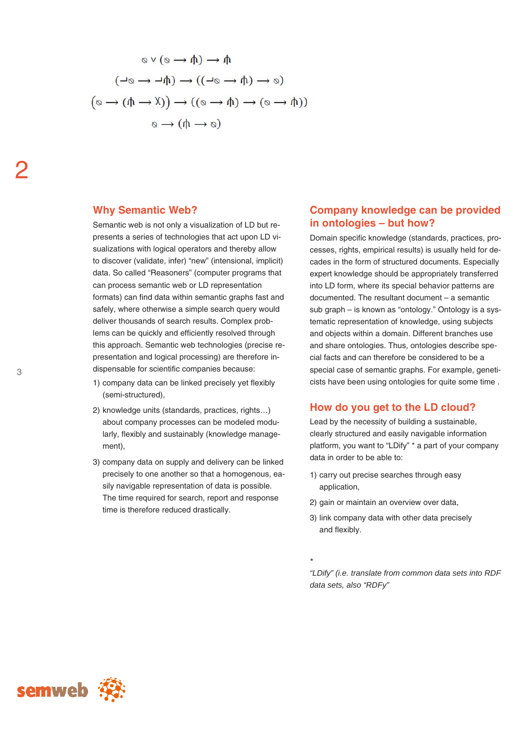$$\varnothing \vee (\varnothing \to \pitchfork) \to \pitchfork$$

$$(\neg\varnothing \to \neg\pitchfork) \to ((\neg\varnothing \to \pitchfork) \to \varnothing)$$

$$(\varnothing \to (\pitchfork \to X)) \to ((\varnothing \to \pitchfork) \to (\varnothing \to \pitchfork))$$

$$\varnothing \to (\pitchfork \to \varnothing)$$

# 2

## Why Semantic Web?

Semantic web is not only a visualization of LD but represents a series of technologies that act upon LD visualizations with logical operators and thereby allow to discover (validate, infer) "new" (intensional, implicit) data. So called "Reasoners" (computer programs that can process semantic web or LD representation formats) can find data within semantic graphs fast and safely, where otherwise a simple search query would deliver thousands of search results. Complex problems can be quickly and efficiently resolved through this approach. Semantic web technologies (precise representation and logical processing) are therefore indispensable for scientific companies because:

1) company data can be linked precisely yet flexibly (semi-structured),
2) knowledge units (standards, practices, rights…) about company processes can be modeled modularly, flexibly and sustainably (knowledge management),
3) company data on supply and delivery can be linked precisely to one another so that a homogenous, easily navigable representation of data is possible. The time required for search, report and response time is therefore reduced drastically.

## Company knowledge can be provided in ontologies – but how?

Domain specific knowledge (standards, practices, processes, rights, empirical results) is usually held for decades in the form of structured documents. Especially expert knowledge should be appropriately transferred into LD form, where its special behavior patterns are documented. The resultant document – a semantic sub graph – is known as "ontology." Ontology is a systematic representation of knowledge, using subjects and objects within a domain. Different branches use and share ontologies. Thus, ontologies describe special facts and can therefore be considered to be a special case of semantic graphs. For example, geneticists have been using ontologies for quite some time .

## How do you get to the LD cloud?

Lead by the necessity of building a sustainable, clearly structured and easily navigable information platform, you want to "LDify" * a part of your company data in order to be able to:

1) carry out precise searches through easy application,
2) gain or maintain an overview over data,
3) link company data with other data precisely and flexibly.

\*
*"LDify" (i.e. translate from common data sets into RDF data sets, also "RDFy"*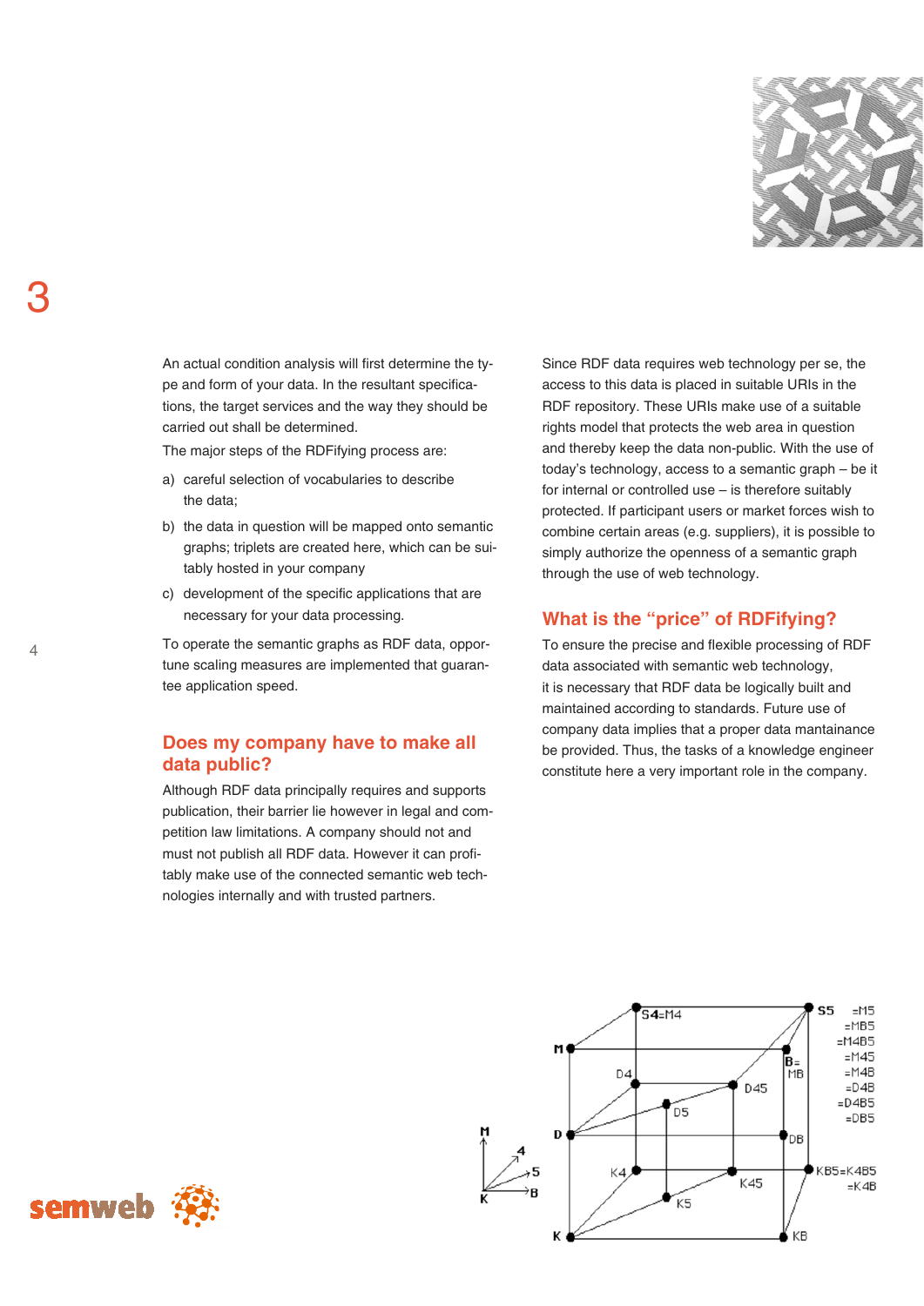3

An actual condition analysis will first determine the type and form of your data. In the resultant specifications, the target services and the way they should be carried out shall be determined.

The major steps of the RDFifying process are:

a) careful selection of vocabularies to describe the data;

b) the data in question will be mapped onto semantic graphs; triplets are created here, which can be suitably hosted in your company

c) development of the specific applications that are necessary for your data processing.

To operate the semantic graphs as RDF data, opportune scaling measures are implemented that guarantee application speed.

## Does my company have to make all data public?

Although RDF data principally requires and supports publication, their barrier lie however in legal and competition law limitations. A company should not and must not publish all RDF data. However it can profitably make use of the connected semantic web technologies internally and with trusted partners.

Since RDF data requires web technology per se, the access to this data is placed in suitable URIs in the RDF repository. These URIs make use of a suitable rights model that protects the web area in question and thereby keep the data non-public. With the use of today's technology, access to a semantic graph – be it for internal or controlled use – is therefore suitably protected. If participant users or market forces wish to combine certain areas (e.g. suppliers), it is possible to simply authorize the openness of a semantic graph through the use of web technology.

## What is the "price" of RDFifying?

To ensure the precise and flexible processing of RDF data associated with semantic web technology, it is necessary that RDF data be logically built and maintained according to standards. Future use of company data implies that a proper data mantainance be provided. Thus, the tasks of a knowledge engineer constitute here a very important role in the company.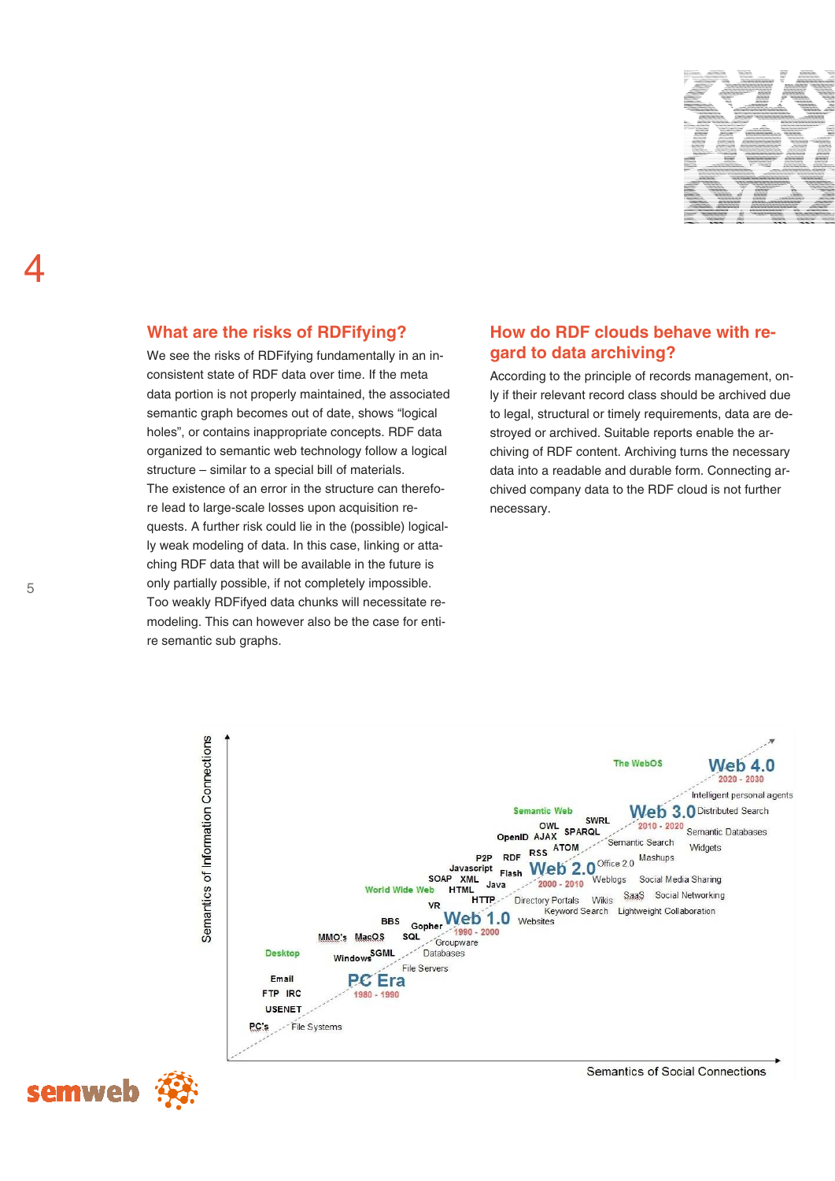## What are the risks of RDFifying?

We see the risks of RDFifying fundamentally in an inconsistent state of RDF data over time. If the meta data portion is not properly maintained, the associated semantic graph becomes out of date, shows "logical holes", or contains inappropriate concepts. RDF data organized to semantic web technology follow a logical structure – similar to a special bill of materials. The existence of an error in the structure can therefore lead to large-scale losses upon acquisition requests. A further risk could lie in the (possible) logically weak modeling of data. In this case, linking or attaching RDF data that will be available in the future is only partially possible, if not completely impossible. Too weakly RDFifyed data chunks will necessitate remodeling. This can however also be the case for entire semantic sub graphs.

## How do RDF clouds behave with regard to data archiving?

According to the principle of records management, only if their relevant record class should be archived due to legal, structural or timely requirements, data are destroyed or archived. Suitable reports enable the archiving of RDF content. Archiving turns the necessary data into a readable and durable form. Connecting archived company data to the RDF cloud is not further necessary.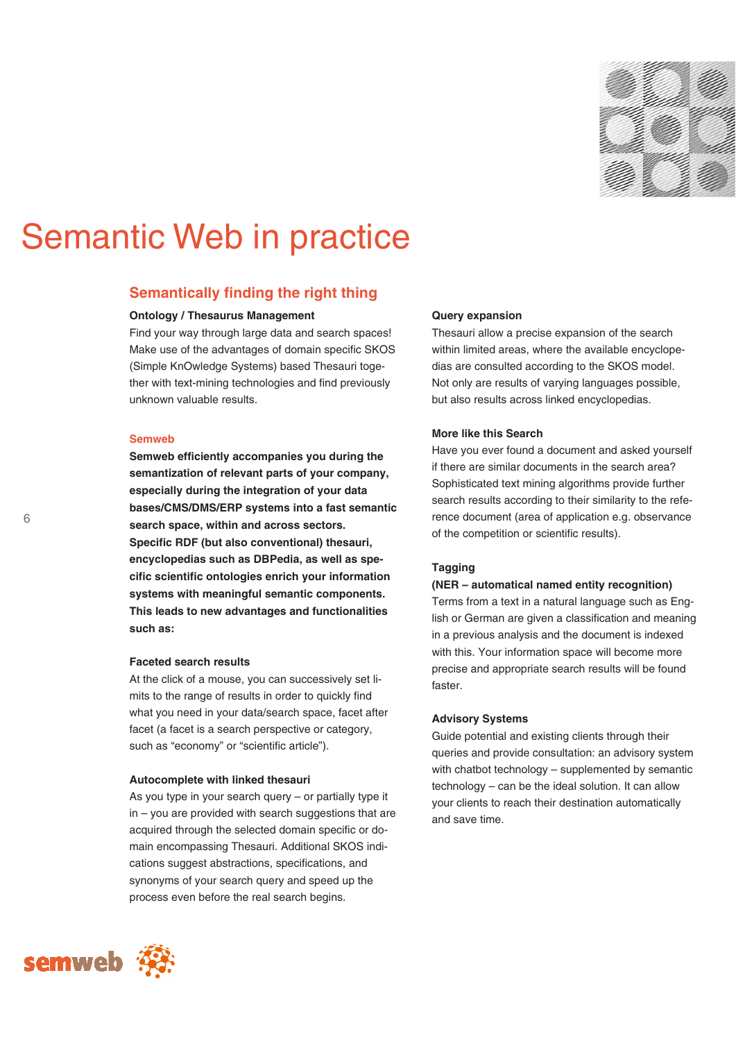# Semantic Web in practice

## Semantically finding the right thing

### Ontology / Thesaurus Management

Find your way through large data and search spaces! Make use of the advantages of domain specific SKOS (Simple KnOwledge Systems) based Thesauri together with text-mining technologies and find previously unknown valuable results.

### Semweb

**Semweb efficiently accompanies you during the semantization of relevant parts of your company, especially during the integration of your data bases/CMS/DMS/ERP systems into a fast semantic search space, within and across sectors. Specific RDF (but also conventional) thesauri, encyclopedias such as DBPedia, as well as specific scientific ontologies enrich your information systems with meaningful semantic components. This leads to new advantages and functionalities such as:**

### Faceted search results

At the click of a mouse, you can successively set limits to the range of results in order to quickly find what you need in your data/search space, facet after facet (a facet is a search perspective or category, such as "economy" or "scientific article").

### Autocomplete with linked thesauri

As you type in your search query – or partially type it in – you are provided with search suggestions that are acquired through the selected domain specific or domain encompassing Thesauri. Additional SKOS indications suggest abstractions, specifications, and synonyms of your search query and speed up the process even before the real search begins.

### Query expansion

Thesauri allow a precise expansion of the search within limited areas, where the available encyclopedias are consulted according to the SKOS model. Not only are results of varying languages possible, but also results across linked encyclopedias.

### More like this Search

Have you ever found a document and asked yourself if there are similar documents in the search area? Sophisticated text mining algorithms provide further search results according to their similarity to the reference document (area of application e.g. observance of the competition or scientific results).

### Tagging

**(NER – automatical named entity recognition)**

Terms from a text in a natural language such as English or German are given a classification and meaning in a previous analysis and the document is indexed with this. Your information space will become more precise and appropriate search results will be found faster.

### Advisory Systems

Guide potential and existing clients through their queries and provide consultation: an advisory system with chatbot technology – supplemented by semantic technology – can be the ideal solution. It can allow your clients to reach their destination automatically and save time.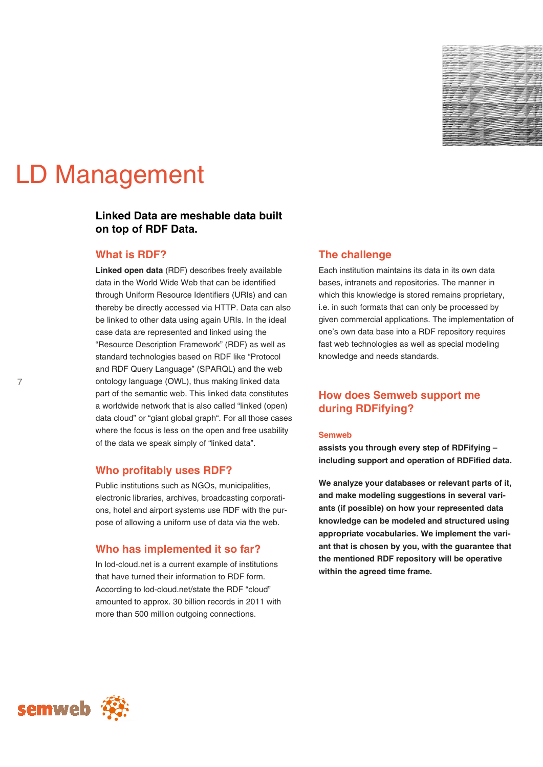# LD Management

**Linked Data are meshable data built on top of RDF Data.**

## What is RDF?

**Linked open data** (RDF) describes freely available data in the World Wide Web that can be identified through Uniform Resource Identifiers (URIs) and can thereby be directly accessed via HTTP. Data can also be linked to other data using again URIs. In the ideal case data are represented and linked using the "Resource Description Framework" (RDF) as well as standard technologies based on RDF like "Protocol and RDF Query Language" (SPARQL) and the web ontology language (OWL), thus making linked data part of the semantic web. This linked data constitutes a worldwide network that is also called "linked (open) data cloud" or "giant global graph". For all those cases where the focus is less on the open and free usability of the data we speak simply of "linked data".

## Who profitably uses RDF?

Public institutions such as NGOs, municipalities, electronic libraries, archives, broadcasting corporations, hotel and airport systems use RDF with the purpose of allowing a uniform use of data via the web.

## Who has implemented it so far?

In lod-cloud.net is a current example of institutions that have turned their information to RDF form. According to lod-cloud.net/state the RDF "cloud" amounted to approx. 30 billion records in 2011 with more than 500 million outgoing connections.

## The challenge

Each institution maintains its data in its own data bases, intranets and repositories. The manner in which this knowledge is stored remains proprietary, i.e. in such formats that can only be processed by given commercial applications. The implementation of one's own data base into a RDF repository requires fast web technologies as well as special modeling knowledge and needs standards.

## How does Semweb support me during RDFifying?

### Semweb

**assists you through every step of RDFifying – including support and operation of RDFified data.**

**We analyze your databases or relevant parts of it, and make modeling suggestions in several variants (if possible) on how your represented data knowledge can be modeled and structured using appropriate vocabularies. We implement the variant that is chosen by you, with the guarantee that the mentioned RDF repository will be operative within the agreed time frame.**

semweb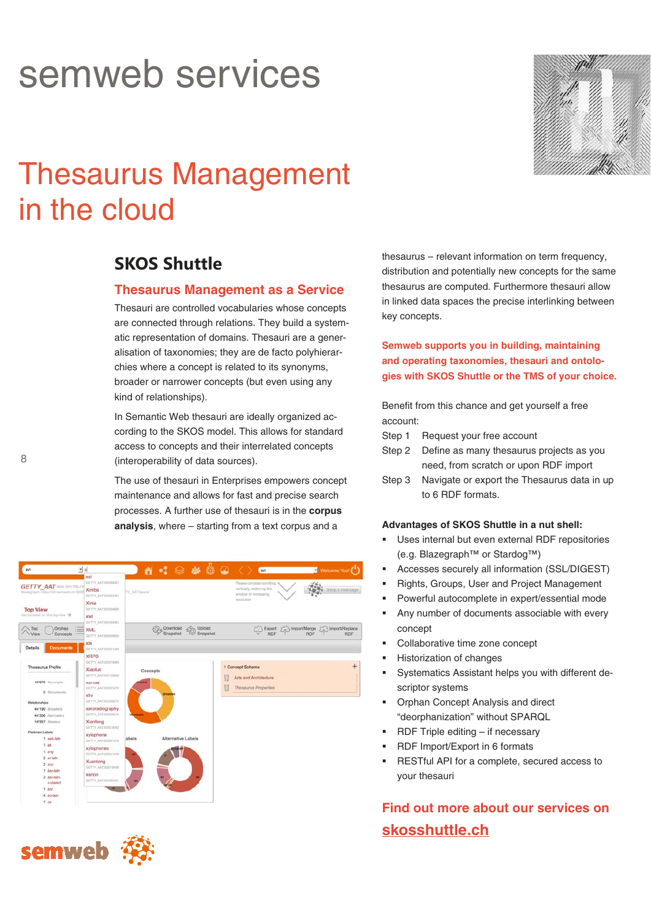# semweb services

# Thesaurus Management in the cloud

## SKOS Shuttle

### Thesaurus Management as a Service

Thesauri are controlled vocabularies whose concepts are connected through relations. They build a systematic representation of domains. Thesauri are a generalisation of taxonomies; they are de facto polyhierarchies where a concept is related to its synonyms, broader or narrower concepts (but even using any kind of relationships).

In Semantic Web thesauri are ideally organized according to the SKOS model. This allows for standard access to concepts and their interrelated concepts (interoperability of data sources).

The use of thesauri in Enterprises empowers concept maintenance and allows for fast and precise search processes. A further use of thesauri is in the **corpus analysis**, where – starting from a text corpus and a thesaurus – relevant information on term frequency, distribution and potentially new concepts for the same thesaurus are computed. Furthermore thesauri allow in linked data spaces the precise interlinking between key concepts.

**Semweb supports you in building, maintaining and operating taxonomies, thesauri and ontologies with SKOS Shuttle or the TMS of your choice.**

Benefit from this chance and get yourself a free account:

Step 1 Request your free account

Step 2 Define as many thesaurus projects as you need, from scratch or upon RDF import

Step 3 Navigate or export the Thesaurus data in up to 6 RDF formats.

**Advantages of SKOS Shuttle in a nut shell:**

- Uses internal but even external RDF repositories (e.g. Blazegraph™ or Stardog™)
- Accesses securely all information (SSL/DIGEST)
- Rights, Groups, User and Project Management
- Powerful autocomplete in expert/essential mode
- Any number of documents associable with every concept
- Collaborative time zone concept
- Historization of changes
- Systematics Assistant helps you with different descriptor systems
- Orphan Concept Analysis and direct “deorphanization” without SPARQL
- RDF Triple editing – if necessary
- RDF Import/Export in 6 formats
- RESTful API for a complete, secured access to your thesauri

**Find out more about our services on skosshuttle.ch**

semweb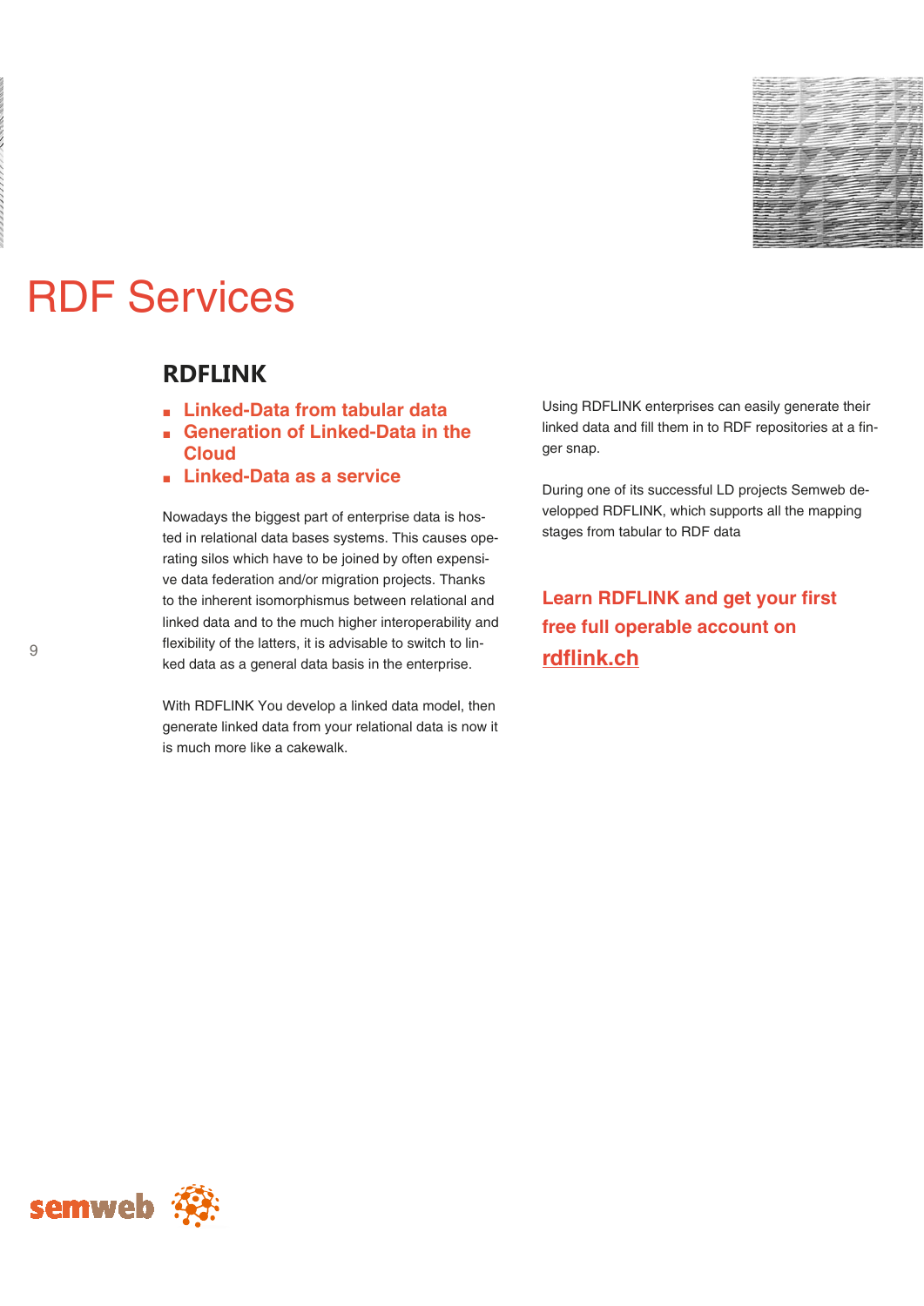# RDF Services

## RDFLINK

- **Linked-Data from tabular data**
- **Generation of Linked-Data in the Cloud**
- **Linked-Data as a service**

Nowadays the biggest part of enterprise data is hosted in relational data bases systems. This causes operating silos which have to be joined by often expensive data federation and/or migration projects. Thanks to the inherent isomorphismus between relational and linked data and to the much higher interoperability and flexibility of the latters, it is advisable to switch to linked data as a general data basis in the enterprise.

With RDFLINK You develop a linked data model, then generate linked data from your relational data is now it is much more like a cakewalk.

Using RDFLINK enterprises can easily generate their linked data and fill them in to RDF repositories at a finger snap.

During one of its successful LD projects Semweb developped RDFLINK, which supports all the mapping stages from tabular to RDF data

**Learn RDFLINK and get your first free full operable account on rdflink.ch**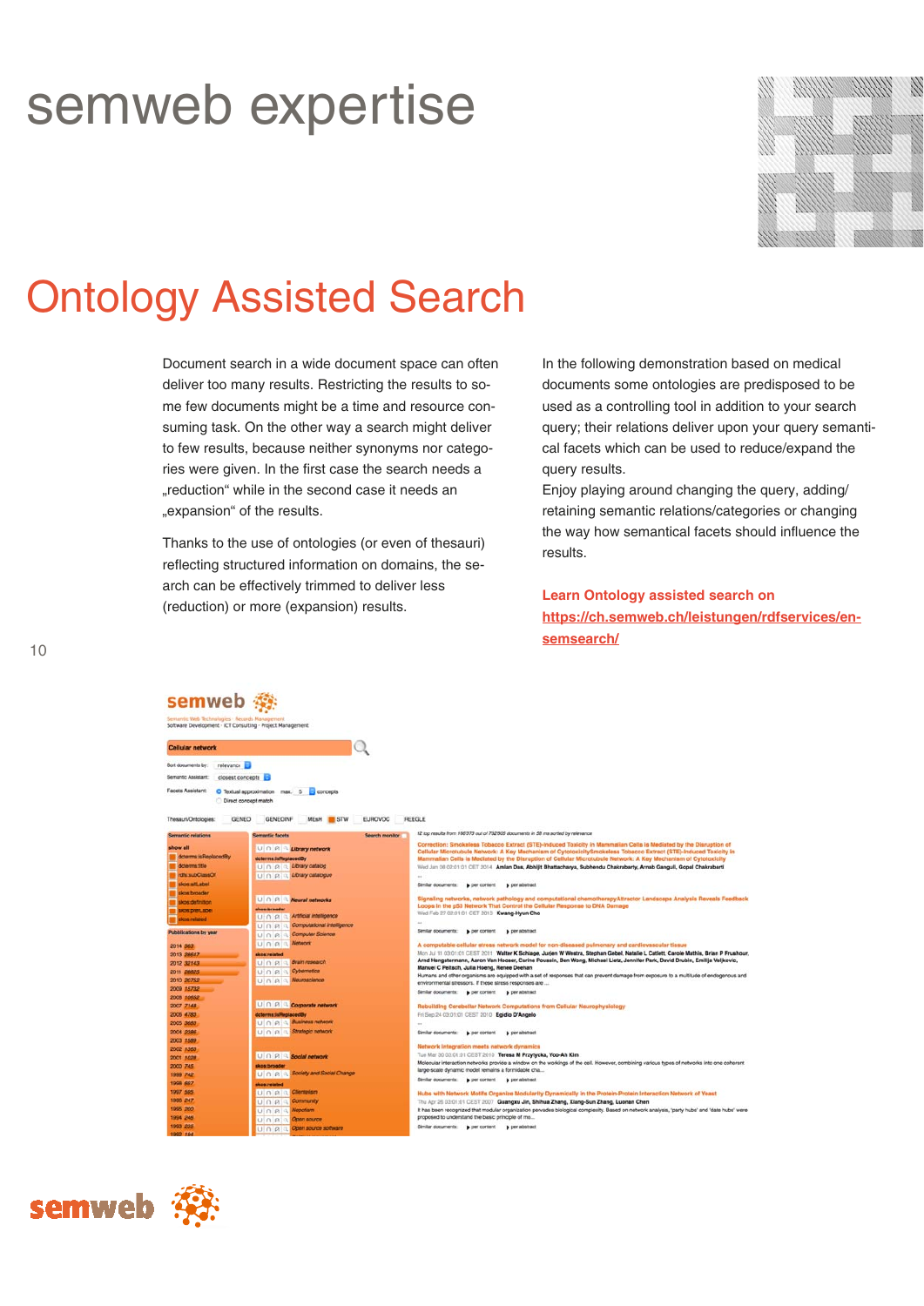# semweb expertise

## Ontology Assisted Search

Document search in a wide document space can often deliver too many results. Restricting the results to some few documents might be a time and resource consuming task. On the other way a search might deliver to few results, because neither synonyms nor categories were given. In the first case the search needs a „reduction“ while in the second case it needs an „expansion“ of the results.

Thanks to the use of ontologies (or even of thesauri) reflecting structured information on domains, the search can be effectively trimmed to deliver less (reduction) or more (expansion) results.

In the following demonstration based on medical documents some ontologies are predisposed to be used as a controlling tool in addition to your search query; their relations deliver upon your query semantical facets which can be used to reduce/expand the query results.

Enjoy playing around changing the query, adding/ retaining semantic relations/categories or changing the way how semantical facets should influence the results.

**Learn Ontology assisted search on [https://ch.semweb.ch/leistungen/rdfservices/en-semsearch/](https://ch.semweb.ch/leistungen/rdfservices/en-semsearch/)**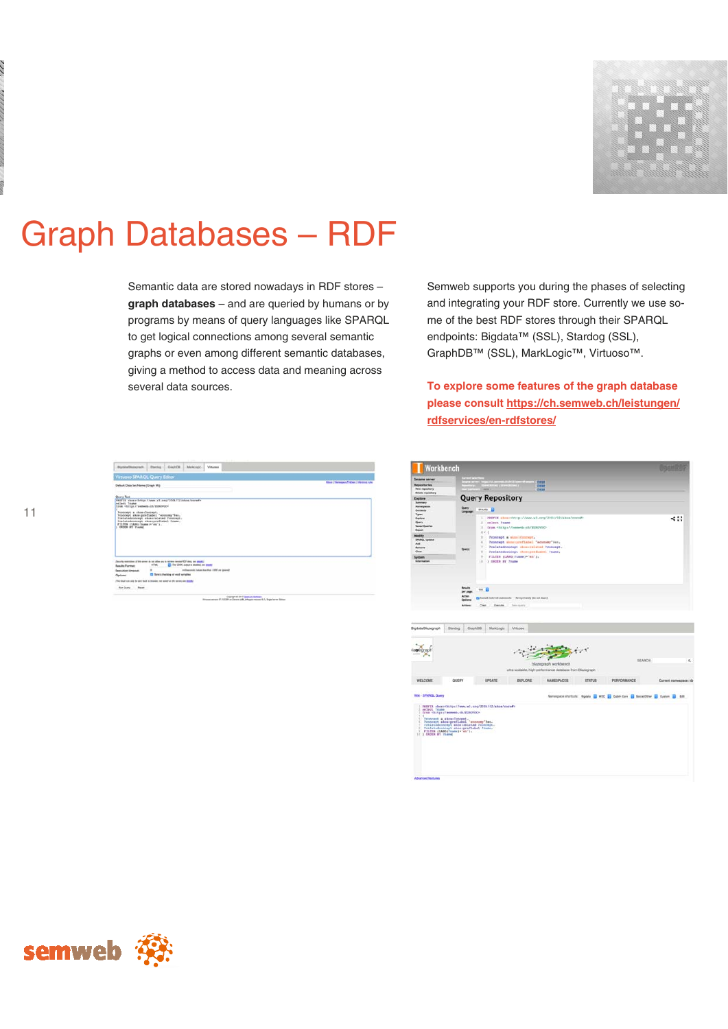# Graph Databases – RDF

Semantic data are stored nowadays in RDF stores – **graph databases** – and are queried by humans or by programs by means of query languages like SPARQL to get logical connections among several semantic graphs or even among different semantic databases, giving a method to access data and meaning across several data sources.

Semweb supports you during the phases of selecting and integrating your RDF store. Currently we use some of the best RDF stores through their SPARQL endpoints: Bigdata™ (SSL), Stardog (SSL), GraphDB™ (SSL), MarkLogic™, Virtuoso™.

**To explore some features of the graph database please consult [https://ch.semweb.ch/leistungen/rdfservices/en-rdfstores/](https://ch.semweb.ch/leistungen/rdfservices/en-rdfstores/)**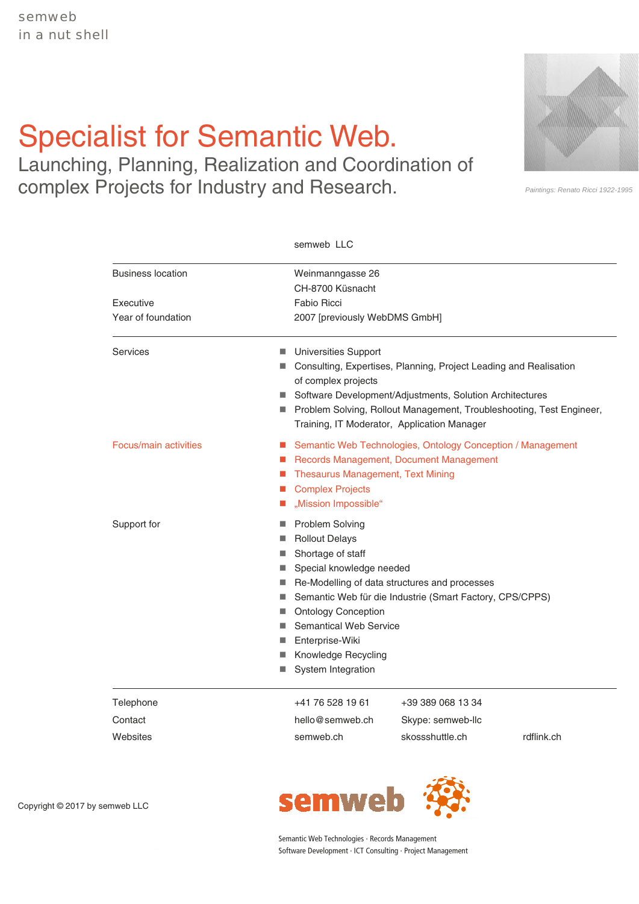semweb
in a nut shell

# Specialist for Semantic Web.

## Launching, Planning, Realization and Coordination of complex Projects for Industry and Research.

*Paintings: Renato Ricci 1922-1995*

| | semweb LLC |
|---|---|
| Business location | Weinmanngasse 26<br>CH-8700 Küsnacht |
| Executive | Fabio Ricci |
| Year of foundation | 2007 [previously WebDMS GmbH] |

**Services**

- Universities Support
- Consulting, Expertises, Planning, Project Leading and Realisation of complex projects
- Software Development/Adjustments, Solution Architectures
- Problem Solving, Rollout Management, Troubleshooting, Test Engineer, Training, IT Moderator, Application Manager

**Focus/main activities**

- Semantic Web Technologies, Ontology Conception / Management
- Records Management, Document Management
- Thesaurus Management, Text Mining
- Complex Projects
- „Mission Impossible“

**Support for**

- Problem Solving
- Rollout Delays
- Shortage of staff
- Special knowledge needed
- Re-Modelling of data structures and processes
- Semantic Web für die Industrie (Smart Factory, CPS/CPPS)
- Ontology Conception
- Semantical Web Service
- Enterprise-Wiki
- Knowledge Recycling
- System Integration

| | | | |
|---|---|---|---|
| Telephone | +41 76 528 19 61 | +39 389 068 13 34 | |
| Contact | hello@semweb.ch | Skype: semweb-llc | |
| Websites | semweb.ch | skossshuttle.ch | rdflink.ch |

Copyright © 2017 by semweb LLC

semweb

Semantic Web Technologies · Records Management
Software Development · ICT Consulting · Project Management